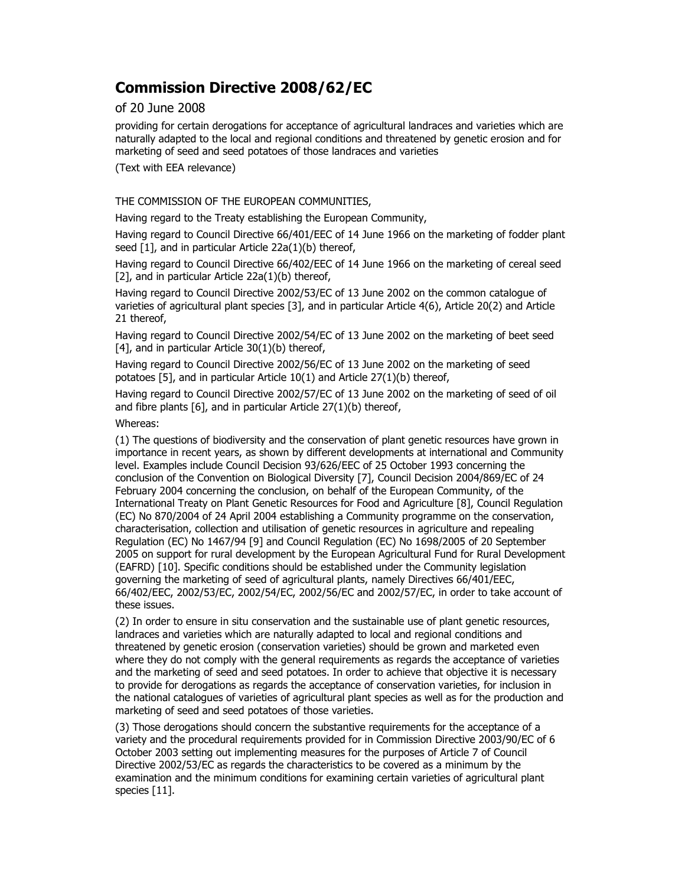# Commission Directive 2008/62/EC

of 20 June 2008

providing for certain derogations for acceptance of agricultural landraces and varieties which are naturally adapted to the local and regional conditions and threatened by genetic erosion and for marketing of seed and seed potatoes of those landraces and varieties

(Text with EEA relevance)

THE COMMISSION OF THE EUROPEAN COMMUNITIES,

Having regard to the Treaty establishing the European Community,

Having regard to Council Directive 66/401/EEC of 14 June 1966 on the marketing of fodder plant seed [1], and in particular Article 22a(1)(b) thereof,

Having regard to Council Directive 66/402/EEC of 14 June 1966 on the marketing of cereal seed [2], and in particular Article 22a(1)(b) thereof,

Having regard to Council Directive 2002/53/EC of 13 June 2002 on the common catalogue of varieties of agricultural plant species [3], and in particular Article 4(6), Article 20(2) and Article 21 thereof,

Having regard to Council Directive 2002/54/EC of 13 June 2002 on the marketing of beet seed [4], and in particular Article 30(1)(b) thereof,

Having regard to Council Directive 2002/56/EC of 13 June 2002 on the marketing of seed potatoes [5], and in particular Article 10(1) and Article 27(1)(b) thereof,

Having regard to Council Directive 2002/57/EC of 13 June 2002 on the marketing of seed of oil and fibre plants [6], and in particular Article 27(1)(b) thereof,

Whereas:

(1) The questions of biodiversity and the conservation of plant genetic resources have grown in importance in recent years, as shown by different developments at international and Community level. Examples include Council Decision 93/626/EEC of 25 October 1993 concerning the conclusion of the Convention on Biological Diversity [7], Council Decision 2004/869/EC of 24 February 2004 concerning the conclusion, on behalf of the European Community, of the International Treaty on Plant Genetic Resources for Food and Agriculture [8], Council Regulation (EC) No 870/2004 of 24 April 2004 establishing a Community programme on the conservation, characterisation, collection and utilisation of genetic resources in agriculture and repealing Regulation (EC) No 1467/94 [9] and Council Regulation (EC) No 1698/2005 of 20 September 2005 on support for rural development by the European Agricultural Fund for Rural Development (EAFRD) [10]. Specific conditions should be established under the Community legislation governing the marketing of seed of agricultural plants, namely Directives 66/401/EEC, 66/402/EEC, 2002/53/EC, 2002/54/EC, 2002/56/EC and 2002/57/EC, in order to take account of these issues.

(2) In order to ensure in situ conservation and the sustainable use of plant genetic resources, landraces and varieties which are naturally adapted to local and regional conditions and threatened by genetic erosion (conservation varieties) should be grown and marketed even where they do not comply with the general requirements as regards the acceptance of varieties and the marketing of seed and seed potatoes. In order to achieve that objective it is necessary to provide for derogations as regards the acceptance of conservation varieties, for inclusion in the national catalogues of varieties of agricultural plant species as well as for the production and marketing of seed and seed potatoes of those varieties.

(3) Those derogations should concern the substantive requirements for the acceptance of a variety and the procedural requirements provided for in Commission Directive 2003/90/EC of 6 October 2003 setting out implementing measures for the purposes of Article 7 of Council Directive 2002/53/EC as regards the characteristics to be covered as a minimum by the examination and the minimum conditions for examining certain varieties of agricultural plant species [11].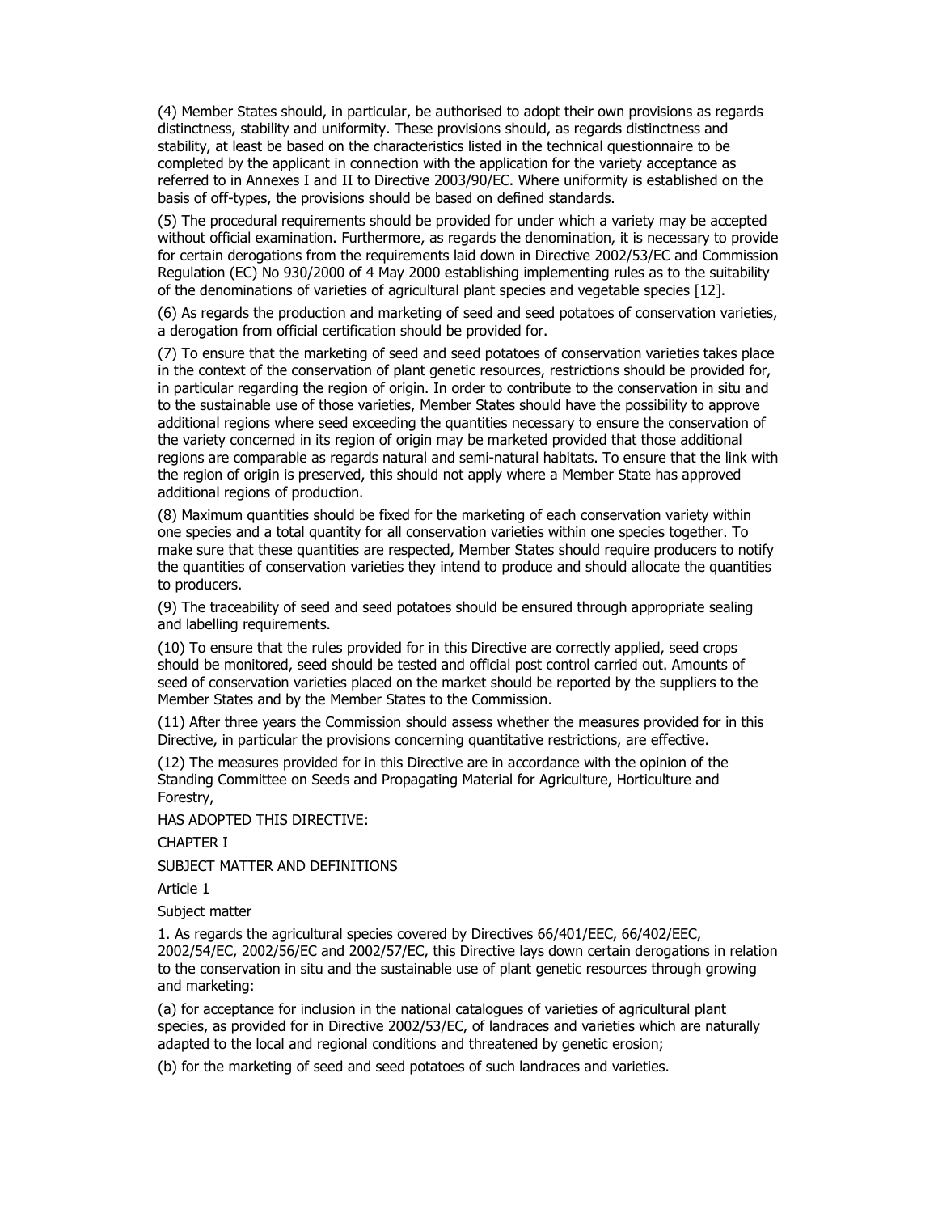(4) Member States should, in particular, be authorised to adopt their own provisions as regards distinctness, stability and uniformity. These provisions should, as regards distinctness and stability, at least be based on the characteristics listed in the technical questionnaire to be completed by the applicant in connection with the application for the variety acceptance as referred to in Annexes I and II to Directive 2003/90/EC. Where uniformity is established on the basis of off-types, the provisions should be based on defined standards.

(5) The procedural requirements should be provided for under which a variety may be accepted without official examination. Furthermore, as regards the denomination, it is necessary to provide for certain derogations from the requirements laid down in Directive 2002/53/EC and Commission Regulation (EC) No 930/2000 of 4 May 2000 establishing implementing rules as to the suitability of the denominations of varieties of agricultural plant species and vegetable species [12].

(6) As regards the production and marketing of seed and seed potatoes of conservation varieties, a derogation from official certification should be provided for.

(7) To ensure that the marketing of seed and seed potatoes of conservation varieties takes place in the context of the conservation of plant genetic resources, restrictions should be provided for, in particular regarding the region of origin. In order to contribute to the conservation in situ and to the sustainable use of those varieties, Member States should have the possibility to approve additional regions where seed exceeding the quantities necessary to ensure the conservation of the variety concerned in its region of origin may be marketed provided that those additional regions are comparable as regards natural and semi-natural habitats. To ensure that the link with the region of origin is preserved, this should not apply where a Member State has approved additional regions of production.

(8) Maximum quantities should be fixed for the marketing of each conservation variety within one species and a total quantity for all conservation varieties within one species together. To make sure that these quantities are respected, Member States should require producers to notify the quantities of conservation varieties they intend to produce and should allocate the quantities to producers.

(9) The traceability of seed and seed potatoes should be ensured through appropriate sealing and labelling requirements.

(10) To ensure that the rules provided for in this Directive are correctly applied, seed crops should be monitored, seed should be tested and official post control carried out. Amounts of seed of conservation varieties placed on the market should be reported by the suppliers to the Member States and by the Member States to the Commission.

(11) After three years the Commission should assess whether the measures provided for in this Directive, in particular the provisions concerning quantitative restrictions, are effective.

(12) The measures provided for in this Directive are in accordance with the opinion of the Standing Committee on Seeds and Propagating Material for Agriculture, Horticulture and Forestry,

HAS ADOPTED THIS DIRECTIVE:

## CHAPTER I

## SUBJECT MATTER AND DEFINITIONS

### Article 1

### Subject matter

1. As regards the agricultural species covered by Directives 66/401/EEC, 66/402/EEC, 2002/54/EC, 2002/56/EC and 2002/57/EC, this Directive lays down certain derogations in relation to the conservation in situ and the sustainable use of plant genetic resources through growing and marketing:

(a) for acceptance for inclusion in the national catalogues of varieties of agricultural plant species, as provided for in Directive 2002/53/EC, of landraces and varieties which are naturally adapted to the local and regional conditions and threatened by genetic erosion;

(b) for the marketing of seed and seed potatoes of such landraces and varieties.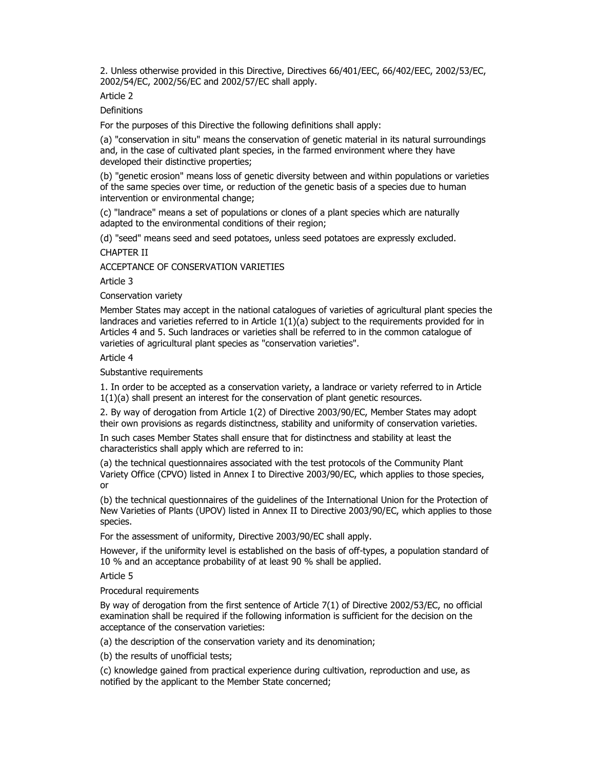2. Unless otherwise provided in this Directive, Directives 66/401/EEC, 66/402/EEC, 2002/53/EC, 2002/54/EC, 2002/56/EC and 2002/57/EC shall apply.

Article 2

Definitions

For the purposes of this Directive the following definitions shall apply:

(a) "conservation in situ" means the conservation of genetic material in its natural surroundings and, in the case of cultivated plant species, in the farmed environment where they have developed their distinctive properties;

(b) "genetic erosion" means loss of genetic diversity between and within populations or varieties of the same species over time, or reduction of the genetic basis of a species due to human intervention or environmental change;

(c) "landrace" means a set of populations or clones of a plant species which are naturally adapted to the environmental conditions of their region;

(d) "seed" means seed and seed potatoes, unless seed potatoes are expressly excluded.

CHAPTER II

ACCEPTANCE OF CONSERVATION VARIETIES

Article 3

Conservation variety

Member States may accept in the national catalogues of varieties of agricultural plant species the landraces and varieties referred to in Article 1(1)(a) subject to the requirements provided for in Articles 4 and 5. Such landraces or varieties shall be referred to in the common catalogue of varieties of agricultural plant species as "conservation varieties".

Article 4

Substantive requirements

1. In order to be accepted as a conservation variety, a landrace or variety referred to in Article 1(1)(a) shall present an interest for the conservation of plant genetic resources.

2. By way of derogation from Article 1(2) of Directive 2003/90/EC, Member States may adopt their own provisions as regards distinctness, stability and uniformity of conservation varieties.

In such cases Member States shall ensure that for distinctness and stability at least the characteristics shall apply which are referred to in:

(a) the technical questionnaires associated with the test protocols of the Community Plant Variety Office (CPVO) listed in Annex I to Directive 2003/90/EC, which applies to those species, or

(b) the technical questionnaires of the guidelines of the International Union for the Protection of New Varieties of Plants (UPOV) listed in Annex II to Directive 2003/90/EC, which applies to those species.

For the assessment of uniformity, Directive 2003/90/EC shall apply.

However, if the uniformity level is established on the basis of off-types, a population standard of 10 % and an acceptance probability of at least 90 % shall be applied.

Article 5

Procedural requirements

By way of derogation from the first sentence of Article 7(1) of Directive 2002/53/EC, no official examination shall be required if the following information is sufficient for the decision on the acceptance of the conservation varieties:

(a) the description of the conservation variety and its denomination;

(b) the results of unofficial tests;

(c) knowledge gained from practical experience during cultivation, reproduction and use, as notified by the applicant to the Member State concerned;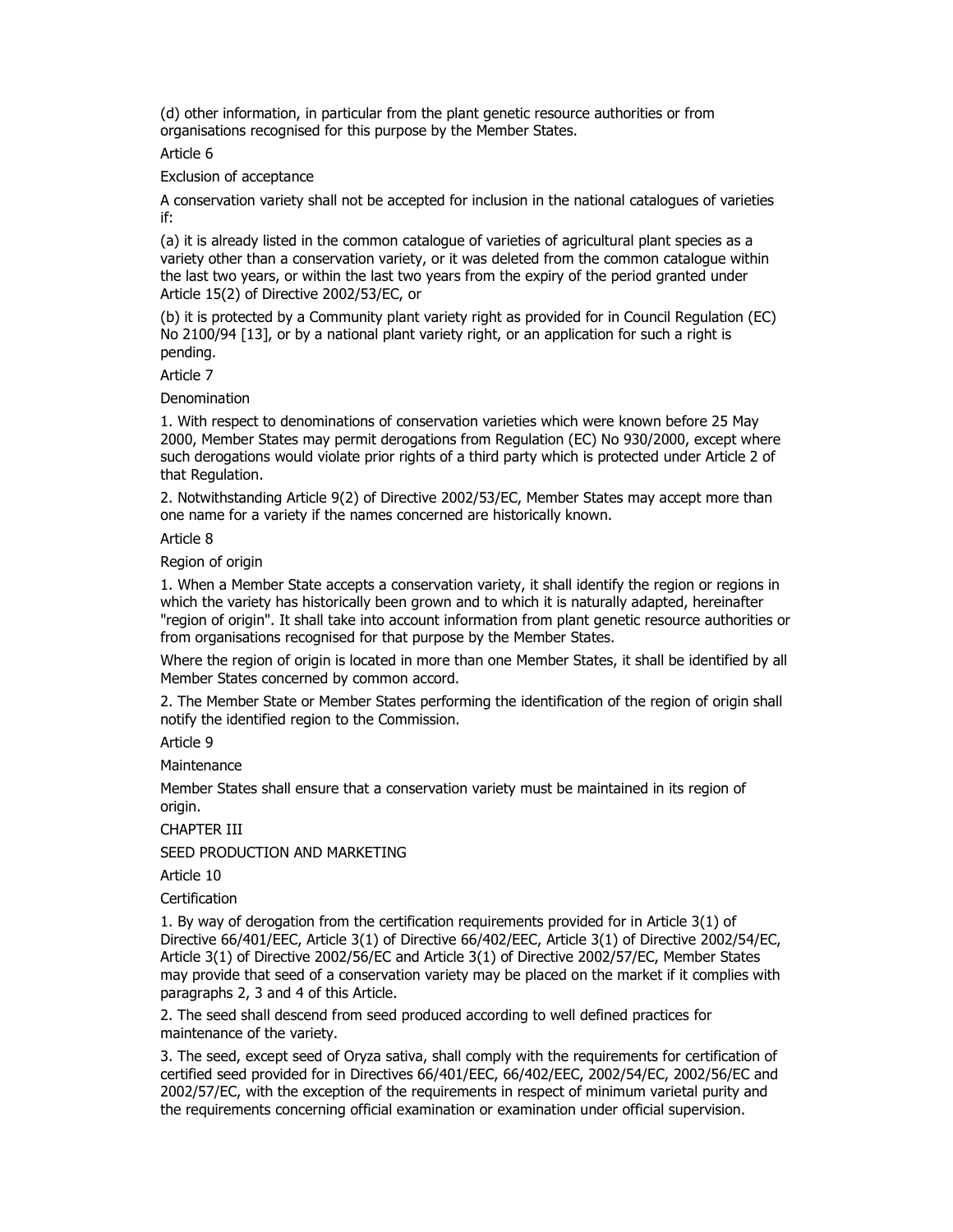(d) other information, in particular from the plant genetic resource authorities or from organisations recognised for this purpose by the Member States.

Article 6

Exclusion of acceptance

A conservation variety shall not be accepted for inclusion in the national catalogues of varieties if:

(a) it is already listed in the common catalogue of varieties of agricultural plant species as a variety other than a conservation variety, or it was deleted from the common catalogue within the last two years, or within the last two years from the expiry of the period granted under Article 15(2) of Directive 2002/53/EC, or

(b) it is protected by a Community plant variety right as provided for in Council Regulation (EC) No 2100/94 [13], or by a national plant variety right, or an application for such a right is pending.

Article 7

Denomination

1. With respect to denominations of conservation varieties which were known before 25 May 2000, Member States may permit derogations from Regulation (EC) No 930/2000, except where such derogations would violate prior rights of a third party which is protected under Article 2 of that Regulation.

2. Notwithstanding Article 9(2) of Directive 2002/53/EC, Member States may accept more than one name for a variety if the names concerned are historically known.

Article 8

Region of origin

1. When a Member State accepts a conservation variety, it shall identify the region or regions in which the variety has historically been grown and to which it is naturally adapted, hereinafter "region of origin". It shall take into account information from plant genetic resource authorities or from organisations recognised for that purpose by the Member States.

Where the region of origin is located in more than one Member States, it shall be identified by all Member States concerned by common accord.

2. The Member State or Member States performing the identification of the region of origin shall notify the identified region to the Commission.

Article 9

Maintenance

Member States shall ensure that a conservation variety must be maintained in its region of origin.

CHAPTER III

SEED PRODUCTION AND MARKETING

Article 10

Certification

1. By way of derogation from the certification requirements provided for in Article 3(1) of Directive 66/401/EEC, Article 3(1) of Directive 66/402/EEC, Article 3(1) of Directive 2002/54/EC, Article 3(1) of Directive 2002/56/EC and Article 3(1) of Directive 2002/57/EC, Member States may provide that seed of a conservation variety may be placed on the market if it complies with paragraphs 2, 3 and 4 of this Article.

2. The seed shall descend from seed produced according to well defined practices for maintenance of the variety.

3. The seed, except seed of Oryza sativa, shall comply with the requirements for certification of certified seed provided for in Directives 66/401/EEC, 66/402/EEC, 2002/54/EC, 2002/56/EC and 2002/57/EC, with the exception of the requirements in respect of minimum varietal purity and the requirements concerning official examination or examination under official supervision.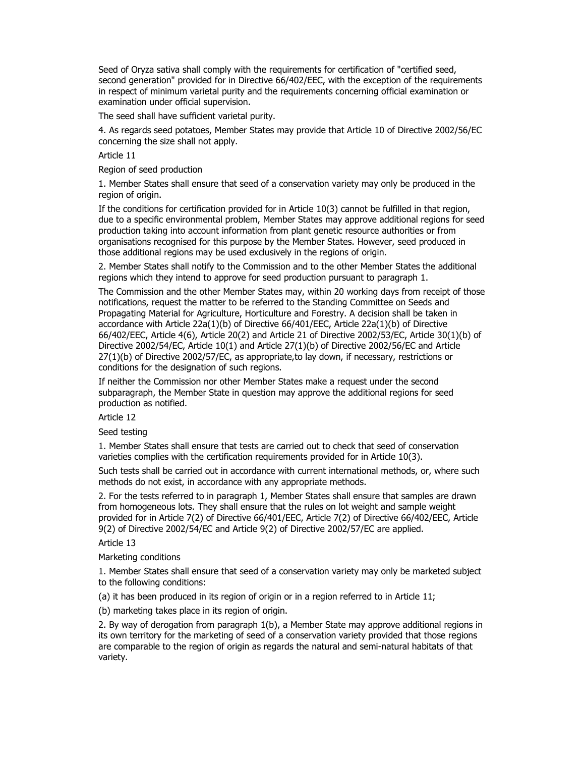Seed of Oryza sativa shall comply with the requirements for certification of "certified seed, second generation" provided for in Directive 66/402/EEC, with the exception of the requirements in respect of minimum varietal purity and the requirements concerning official examination or examination under official supervision.

The seed shall have sufficient varietal purity.

4. As regards seed potatoes, Member States may provide that Article 10 of Directive 2002/56/EC concerning the size shall not apply.

Article 11

Region of seed production

1. Member States shall ensure that seed of a conservation variety may only be produced in the region of origin.

If the conditions for certification provided for in Article 10(3) cannot be fulfilled in that region, due to a specific environmental problem, Member States may approve additional regions for seed production taking into account information from plant genetic resource authorities or from organisations recognised for this purpose by the Member States. However, seed produced in those additional regions may be used exclusively in the regions of origin.

2. Member States shall notify to the Commission and to the other Member States the additional regions which they intend to approve for seed production pursuant to paragraph 1.

The Commission and the other Member States may, within 20 working days from receipt of those notifications, request the matter to be referred to the Standing Committee on Seeds and Propagating Material for Agriculture, Horticulture and Forestry. A decision shall be taken in accordance with Article 22a(1)(b) of Directive 66/401/EEC, Article 22a(1)(b) of Directive 66/402/EEC, Article 4(6), Article 20(2) and Article 21 of Directive 2002/53/EC, Article 30(1)(b) of Directive 2002/54/EC, Article 10(1) and Article 27(1)(b) of Directive 2002/56/EC and Article 27(1)(b) of Directive 2002/57/EC, as appropriate,to lay down, if necessary, restrictions or conditions for the designation of such regions.

If neither the Commission nor other Member States make a request under the second subparagraph, the Member State in question may approve the additional regions for seed production as notified.

Article 12

Seed testing

1. Member States shall ensure that tests are carried out to check that seed of conservation varieties complies with the certification requirements provided for in Article 10(3).

Such tests shall be carried out in accordance with current international methods, or, where such methods do not exist, in accordance with any appropriate methods.

2. For the tests referred to in paragraph 1, Member States shall ensure that samples are drawn from homogeneous lots. They shall ensure that the rules on lot weight and sample weight provided for in Article 7(2) of Directive 66/401/EEC, Article 7(2) of Directive 66/402/EEC, Article 9(2) of Directive 2002/54/EC and Article 9(2) of Directive 2002/57/EC are applied.

Article 13

Marketing conditions

1. Member States shall ensure that seed of a conservation variety may only be marketed subject to the following conditions:

(a) it has been produced in its region of origin or in a region referred to in Article 11;

(b) marketing takes place in its region of origin.

2. By way of derogation from paragraph 1(b), a Member State may approve additional regions in its own territory for the marketing of seed of a conservation variety provided that those regions are comparable to the region of origin as regards the natural and semi-natural habitats of that variety.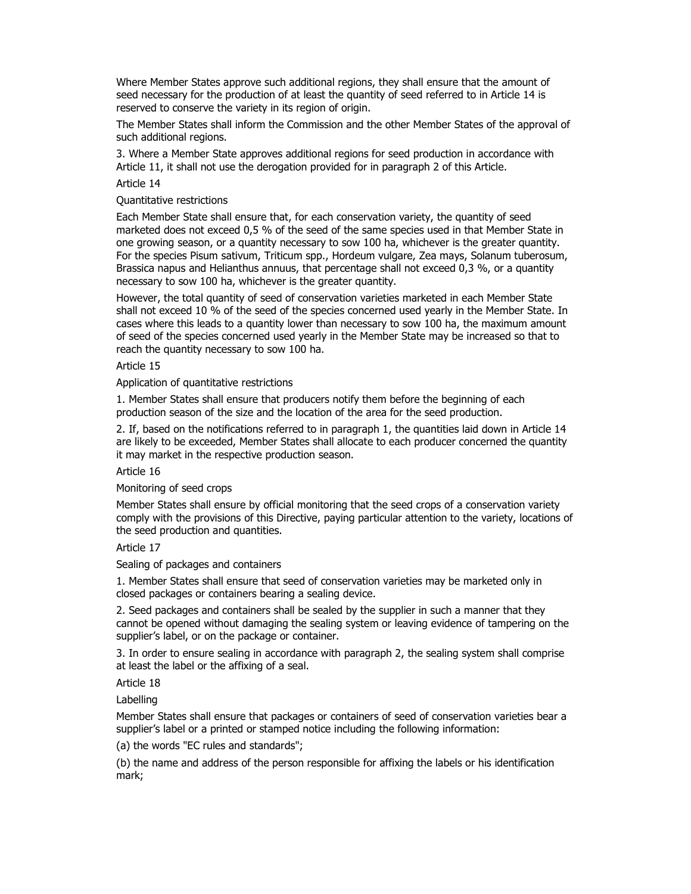Where Member States approve such additional regions, they shall ensure that the amount of seed necessary for the production of at least the quantity of seed referred to in Article 14 is reserved to conserve the variety in its region of origin.

The Member States shall inform the Commission and the other Member States of the approval of such additional regions.

3. Where a Member State approves additional regions for seed production in accordance with Article 11, it shall not use the derogation provided for in paragraph 2 of this Article.

Article 14

Quantitative restrictions

Each Member State shall ensure that, for each conservation variety, the quantity of seed marketed does not exceed 0,5 % of the seed of the same species used in that Member State in one growing season, or a quantity necessary to sow 100 ha, whichever is the greater quantity. For the species Pisum sativum, Triticum spp., Hordeum vulgare, Zea mays, Solanum tuberosum, Brassica napus and Helianthus annuus, that percentage shall not exceed 0,3 %, or a quantity necessary to sow 100 ha, whichever is the greater quantity.

However, the total quantity of seed of conservation varieties marketed in each Member State shall not exceed 10 % of the seed of the species concerned used yearly in the Member State. In cases where this leads to a quantity lower than necessary to sow 100 ha, the maximum amount of seed of the species concerned used yearly in the Member State may be increased so that to reach the quantity necessary to sow 100 ha.

Article 15

Application of quantitative restrictions

1. Member States shall ensure that producers notify them before the beginning of each production season of the size and the location of the area for the seed production.

2. If, based on the notifications referred to in paragraph 1, the quantities laid down in Article 14 are likely to be exceeded, Member States shall allocate to each producer concerned the quantity it may market in the respective production season.

Article 16

Monitoring of seed crops

Member States shall ensure by official monitoring that the seed crops of a conservation variety comply with the provisions of this Directive, paying particular attention to the variety, locations of the seed production and quantities.

Article 17

Sealing of packages and containers

1. Member States shall ensure that seed of conservation varieties may be marketed only in closed packages or containers bearing a sealing device.

2. Seed packages and containers shall be sealed by the supplier in such a manner that they cannot be opened without damaging the sealing system or leaving evidence of tampering on the supplier's label, or on the package or container.

3. In order to ensure sealing in accordance with paragraph 2, the sealing system shall comprise at least the label or the affixing of a seal.

Article 18

Labelling

Member States shall ensure that packages or containers of seed of conservation varieties bear a supplier's label or a printed or stamped notice including the following information:

(a) the words "EC rules and standards";

(b) the name and address of the person responsible for affixing the labels or his identification mark;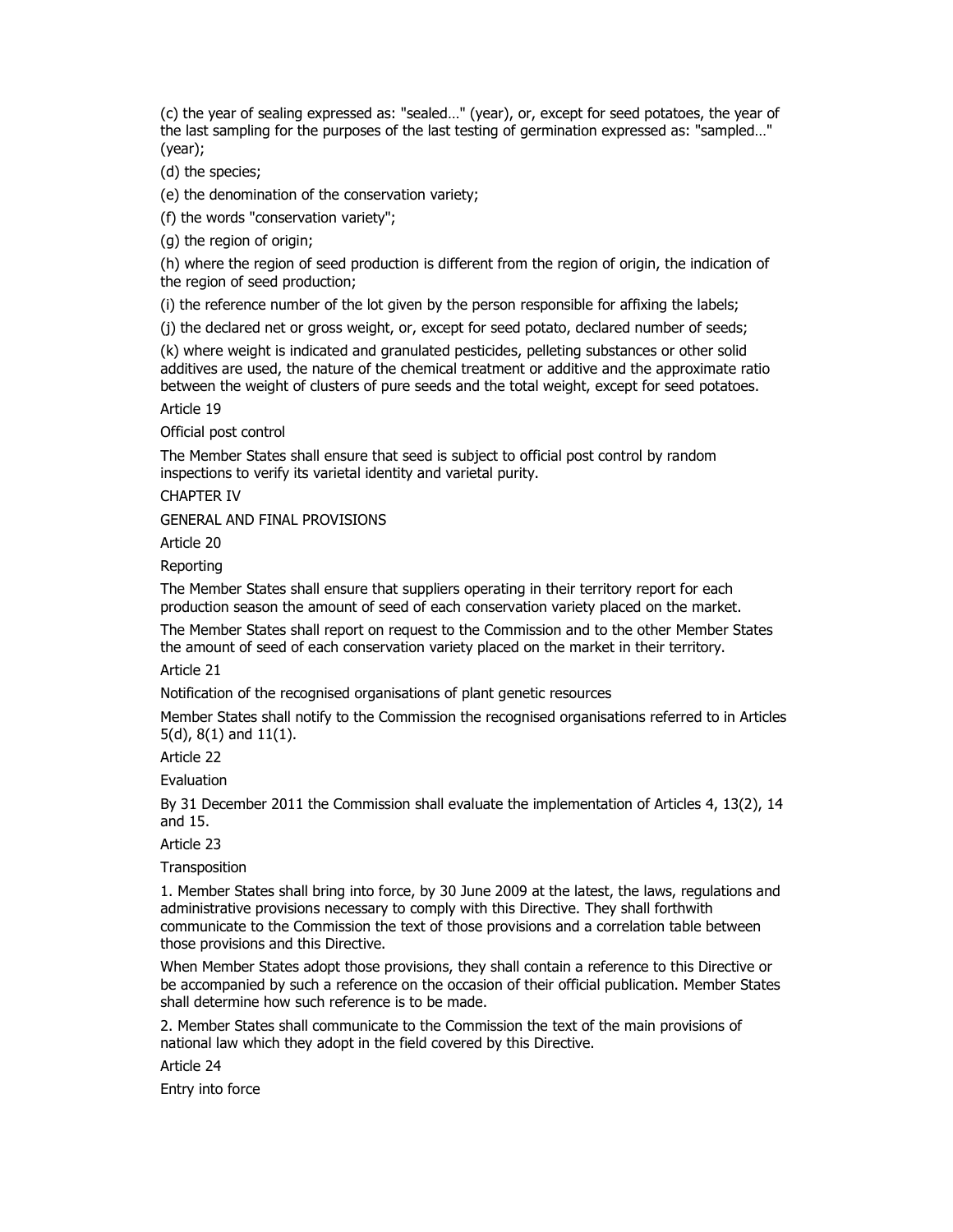(c) the year of sealing expressed as: "sealed…" (year), or, except for seed potatoes, the year of the last sampling for the purposes of the last testing of germination expressed as: "sampled…" (year);

(d) the species;

(e) the denomination of the conservation variety;

(f) the words "conservation variety";

(g) the region of origin;

(h) where the region of seed production is different from the region of origin, the indication of the region of seed production;

(i) the reference number of the lot given by the person responsible for affixing the labels;

(j) the declared net or gross weight, or, except for seed potato, declared number of seeds;

(k) where weight is indicated and granulated pesticides, pelleting substances or other solid additives are used, the nature of the chemical treatment or additive and the approximate ratio between the weight of clusters of pure seeds and the total weight, except for seed potatoes.

Article 19

Official post control

The Member States shall ensure that seed is subject to official post control by random inspections to verify its varietal identity and varietal purity.

CHAPTER IV

GENERAL AND FINAL PROVISIONS

Article 20

Reporting

The Member States shall ensure that suppliers operating in their territory report for each production season the amount of seed of each conservation variety placed on the market.

The Member States shall report on request to the Commission and to the other Member States the amount of seed of each conservation variety placed on the market in their territory.

Article 21

Notification of the recognised organisations of plant genetic resources

Member States shall notify to the Commission the recognised organisations referred to in Articles 5(d), 8(1) and 11(1).

Article 22

Evaluation

By 31 December 2011 the Commission shall evaluate the implementation of Articles 4, 13(2), 14 and 15.

Article 23

Transposition

1. Member States shall bring into force, by 30 June 2009 at the latest, the laws, regulations and administrative provisions necessary to comply with this Directive. They shall forthwith communicate to the Commission the text of those provisions and a correlation table between those provisions and this Directive.

When Member States adopt those provisions, they shall contain a reference to this Directive or be accompanied by such a reference on the occasion of their official publication. Member States shall determine how such reference is to be made.

2. Member States shall communicate to the Commission the text of the main provisions of national law which they adopt in the field covered by this Directive.

Article 24

Entry into force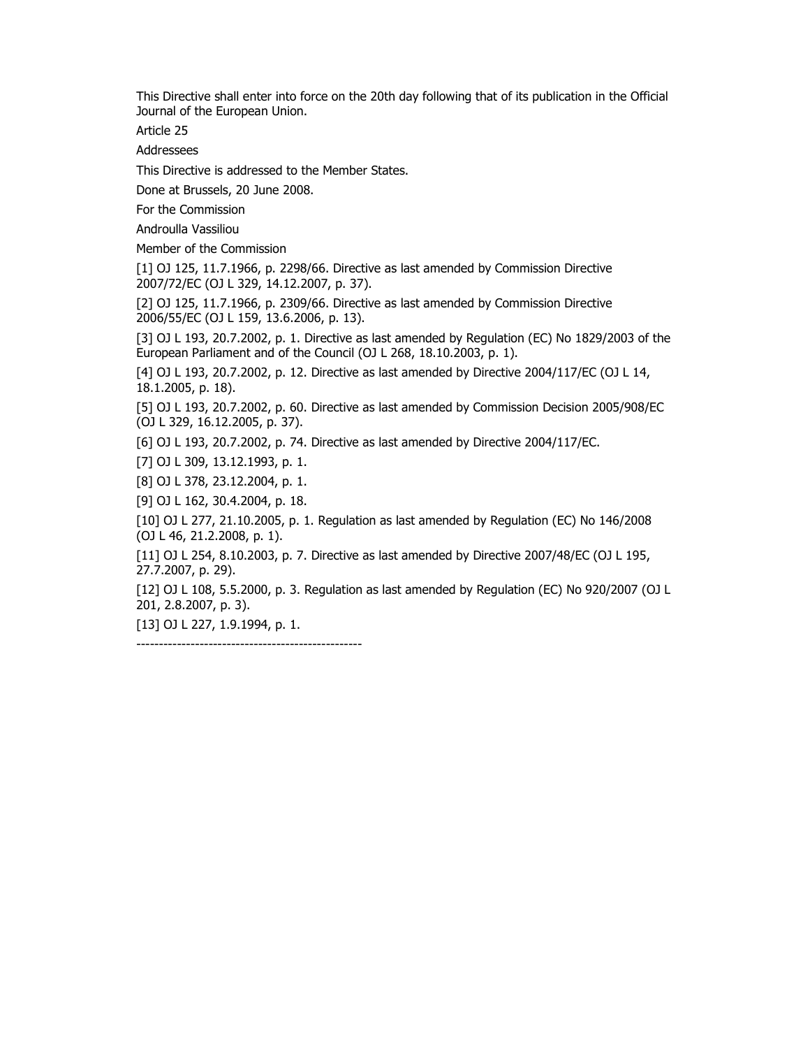This Directive shall enter into force on the 20th day following that of its publication in the Official Journal of the European Union.

Article 25

Addressees

This Directive is addressed to the Member States.

Done at Brussels, 20 June 2008.

For the Commission

Androulla Vassiliou

Member of the Commission

[1] OJ 125, 11.7.1966, p. 2298/66. Directive as last amended by Commission Directive 2007/72/EC (OJ L 329, 14.12.2007, p. 37).

[2] OJ 125, 11.7.1966, p. 2309/66. Directive as last amended by Commission Directive 2006/55/EC (OJ L 159, 13.6.2006, p. 13).

[3] OJ L 193, 20.7.2002, p. 1. Directive as last amended by Regulation (EC) No 1829/2003 of the European Parliament and of the Council (OJ L 268, 18.10.2003, p. 1).

[4] OJ L 193, 20.7.2002, p. 12. Directive as last amended by Directive 2004/117/EC (OJ L 14, 18.1.2005, p. 18).

[5] OJ L 193, 20.7.2002, p. 60. Directive as last amended by Commission Decision 2005/908/EC (OJ L 329, 16.12.2005, p. 37).

[6] OJ L 193, 20.7.2002, p. 74. Directive as last amended by Directive 2004/117/EC.

[7] OJ L 309, 13.12.1993, p. 1.

[8] OJ L 378, 23.12.2004, p. 1.

[9] OJ L 162, 30.4.2004, p. 18.

[10] OJ L 277, 21.10.2005, p. 1. Regulation as last amended by Regulation (EC) No 146/2008 (OJ L 46, 21.2.2008, p. 1).

[11] OJ L 254, 8.10.2003, p. 7. Directive as last amended by Directive 2007/48/EC (OJ L 195, 27.7.2007, p. 29).

[12] OJ L 108, 5.5.2000, p. 3. Regulation as last amended by Regulation (EC) No 920/2007 (OJ L 201, 2.8.2007, p. 3).

[13] OJ L 227, 1.9.1994, p. 1.

--------------------------------------------------